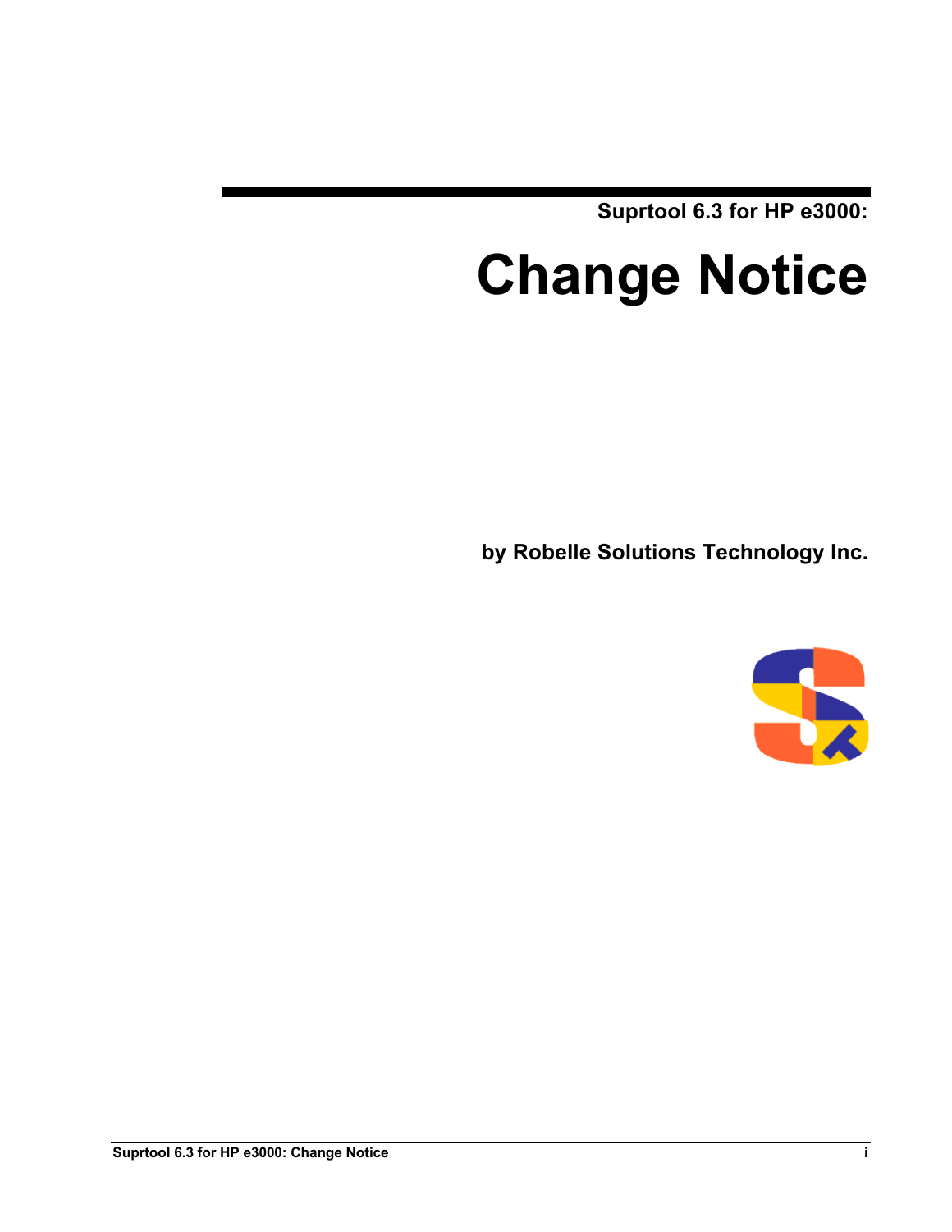Suprtool 6.3 for HP e3000:

# Change Notice

**by Robelle Solutions Technology Inc.**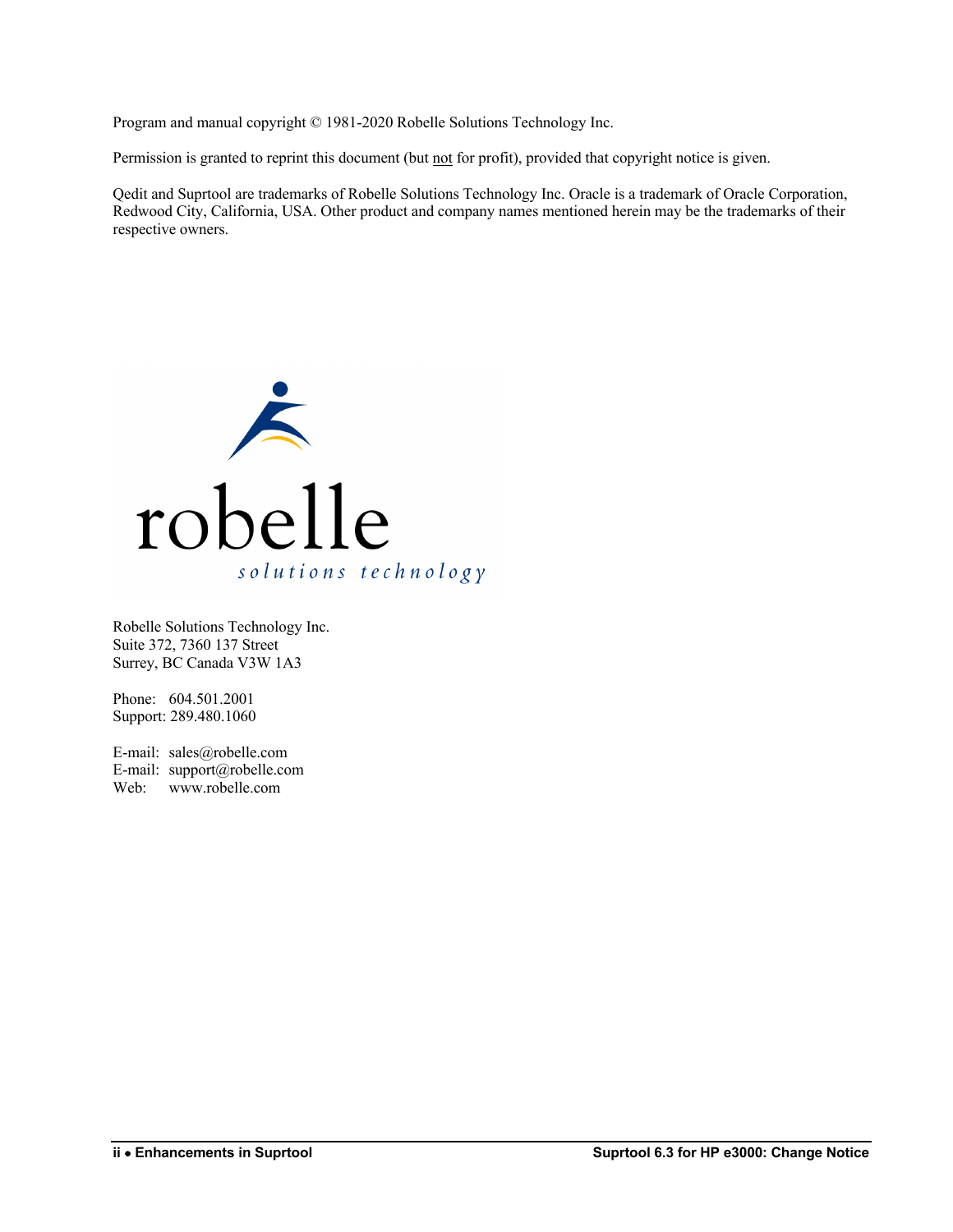Program and manual copyright © 1981-2020 Robelle Solutions Technology Inc.

Permission is granted to reprint this document (but not for profit), provided that copyright notice is given.

Qedit and Suprtool are trademarks of Robelle Solutions Technology Inc. Oracle is a trademark of Oracle Corporation, Redwood City, California, USA. Other product and company names mentioned herein may be the trademarks of their respective owners.

Robelle Solutions Technology Inc.
Suite 372, 7360 137 Street
Surrey, BC Canada V3W 1A3

Phone: 604.501.2001
Support: 289.480.1060

E-mail: sales@robelle.com
E-mail: support@robelle.com
Web: www.robelle.com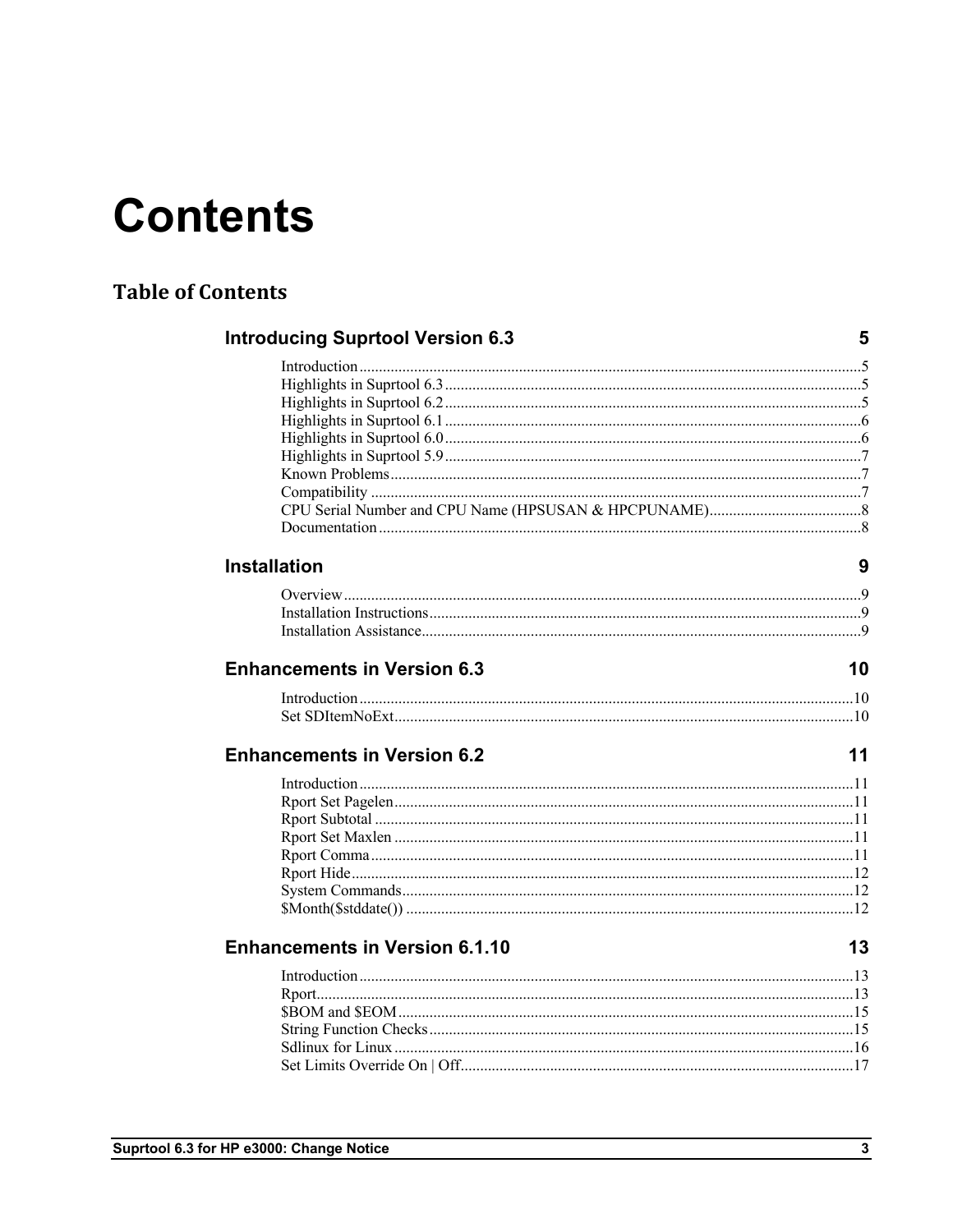# Contents

## Table of Contents

**Introducing Suprtool Version 6.3** 5

- Introduction 5
- Highlights in Suprtool 6.3 5
- Highlights in Suprtool 6.2 5
- Highlights in Suprtool 6.1 6
- Highlights in Suprtool 6.0 6
- Highlights in Suprtool 5.9 7
- Known Problems 7
- Compatibility 7
- CPU Serial Number and CPU Name (HPSUSAN & HPCPUNAME) 8
- Documentation 8

**Installation** 9

- Overview 9
- Installation Instructions 9
- Installation Assistance 9

**Enhancements in Version 6.3** 10

- Introduction 10
- Set SDItemNoExt 10

**Enhancements in Version 6.2** 11

- Introduction 11
- Rport Set Pagelen 11
- Rport Subtotal 11
- Rport Set Maxlen 11
- Rport Comma 11
- Rport Hide 12
- System Commands 12
- $Month($stddate()) 12

**Enhancements in Version 6.1.10** 13

- Introduction 13
- Rport 13
- $BOM and $EOM 15
- String Function Checks 15
- Sdlinux for Linux 16
- Set Limits Override On | Off 17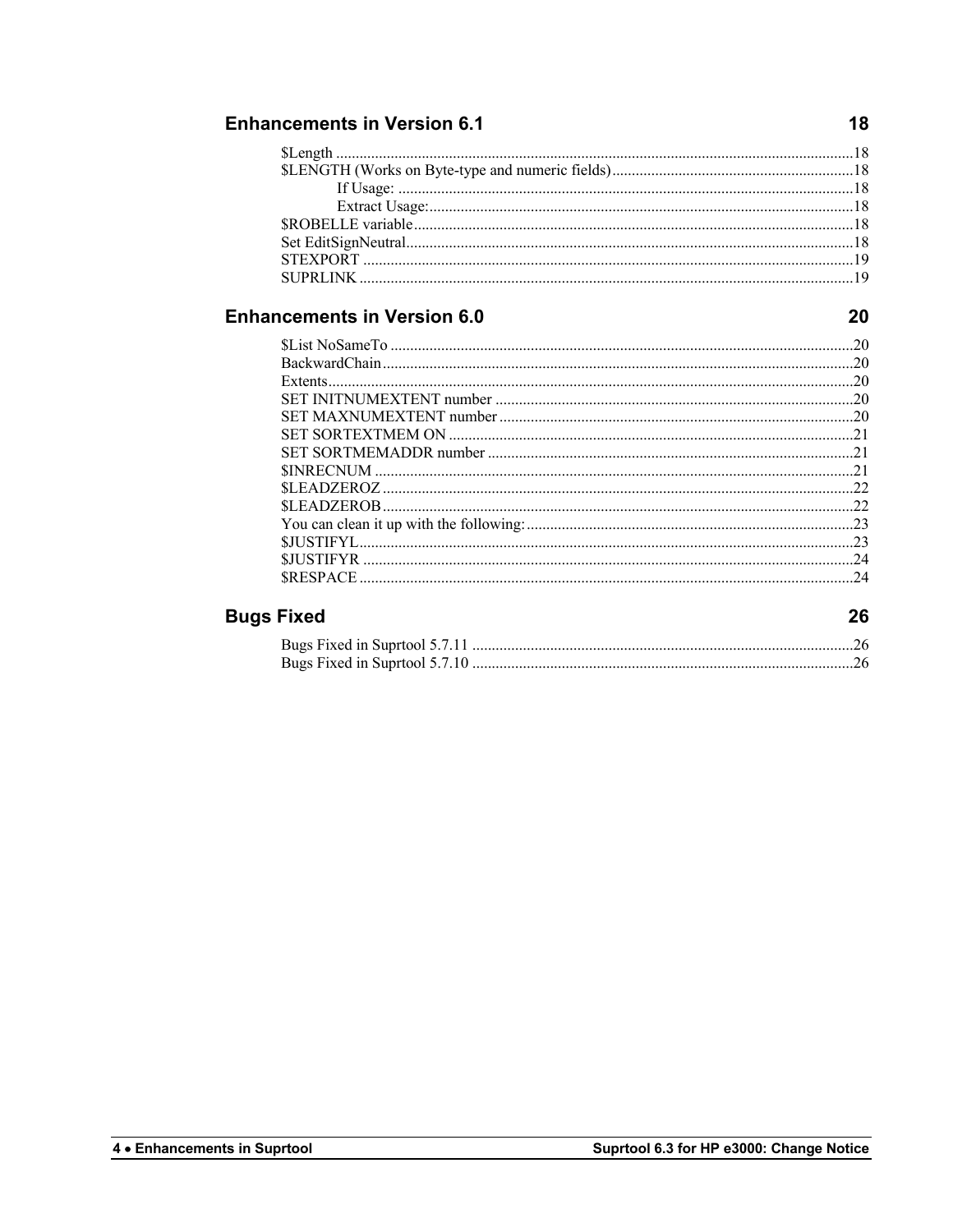## Enhancements in Version 6.1 — 18

$Length ....18
$LENGTH (Works on Byte-type and numeric fields) ....18
    If Usage: ....18
    Extract Usage: ....18
$ROBELLE variable ....18
Set EditSignNeutral ....18
STEXPORT ....19
SUPRLINK ....19

## Enhancements in Version 6.0 — 20

$List NoSameTo ....20
BackwardChain ....20
Extents ....20
SET INITNUMEXTENT number ....20
SET MAXNUMEXTENT number ....20
SET SORTEXTMEM ON ....21
SET SORTMEMADDR number ....21
$INRECNUM ....21
$LEADZEROZ ....22
$LEADZEROB ....22
You can clean it up with the following: ....23
$JUSTIFYL ....23
$JUSTIFYR ....24
$RESPACE ....24

## Bugs Fixed — 26

Bugs Fixed in Suprtool 5.7.11 ....26
Bugs Fixed in Suprtool 5.7.10 ....26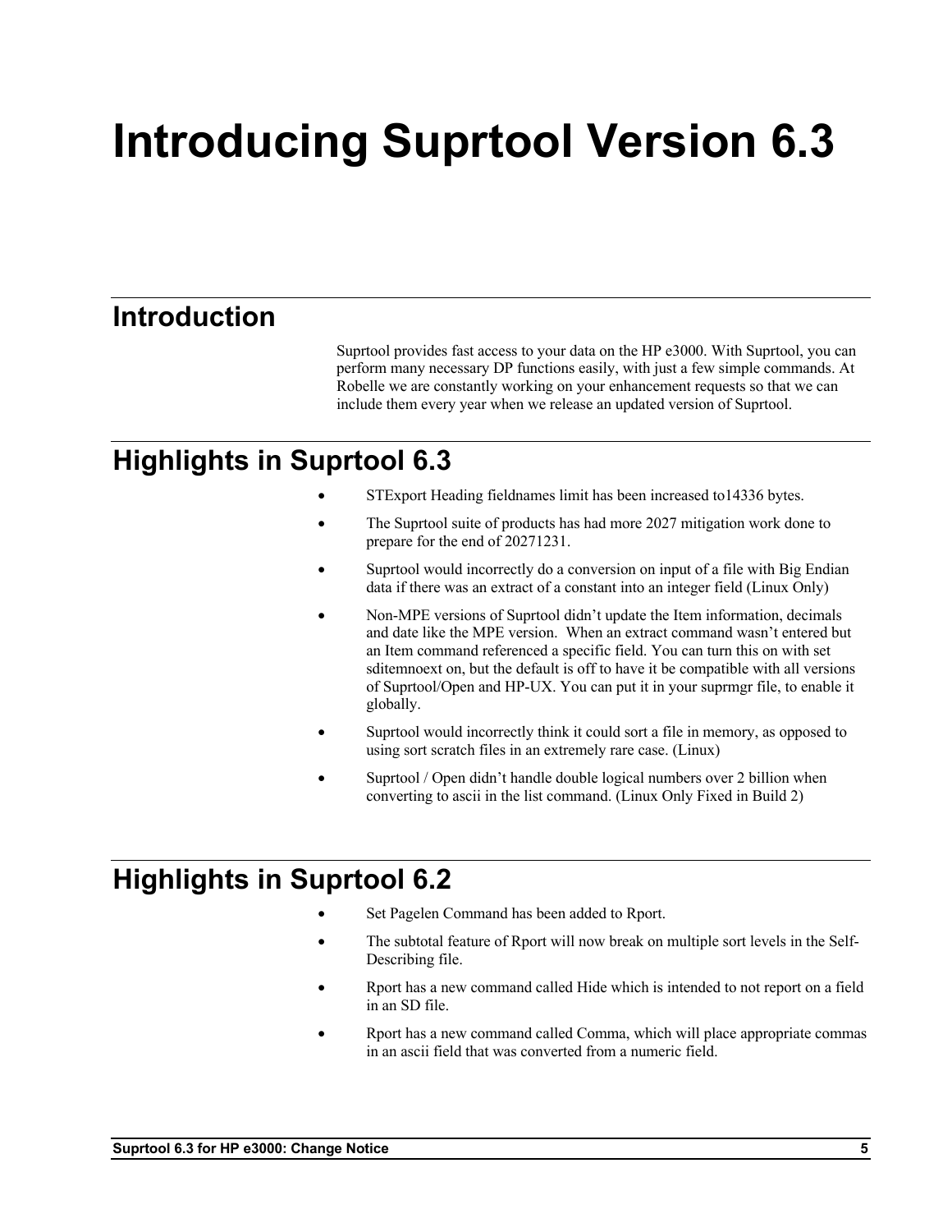# Introducing Suprtool Version 6.3

## Introduction

Suprtool provides fast access to your data on the HP e3000. With Suprtool, you can perform many necessary DP functions easily, with just a few simple commands. At Robelle we are constantly working on your enhancement requests so that we can include them every year when we release an updated version of Suprtool.

## Highlights in Suprtool 6.3

- STExport Heading fieldnames limit has been increased to14336 bytes.
- The Suprtool suite of products has had more 2027 mitigation work done to prepare for the end of 20271231.
- Suprtool would incorrectly do a conversion on input of a file with Big Endian data if there was an extract of a constant into an integer field (Linux Only)
- Non-MPE versions of Suprtool didn't update the Item information, decimals and date like the MPE version. When an extract command wasn't entered but an Item command referenced a specific field. You can turn this on with set sditemnoext on, but the default is off to have it be compatible with all versions of Suprtool/Open and HP-UX. You can put it in your suprmgr file, to enable it globally.
- Suprtool would incorrectly think it could sort a file in memory, as opposed to using sort scratch files in an extremely rare case. (Linux)
- Suprtool / Open didn't handle double logical numbers over 2 billion when converting to ascii in the list command. (Linux Only Fixed in Build 2)

## Highlights in Suprtool 6.2

- Set Pagelen Command has been added to Rport.
- The subtotal feature of Rport will now break on multiple sort levels in the Self-Describing file.
- Rport has a new command called Hide which is intended to not report on a field in an SD file.
- Rport has a new command called Comma, which will place appropriate commas in an ascii field that was converted from a numeric field.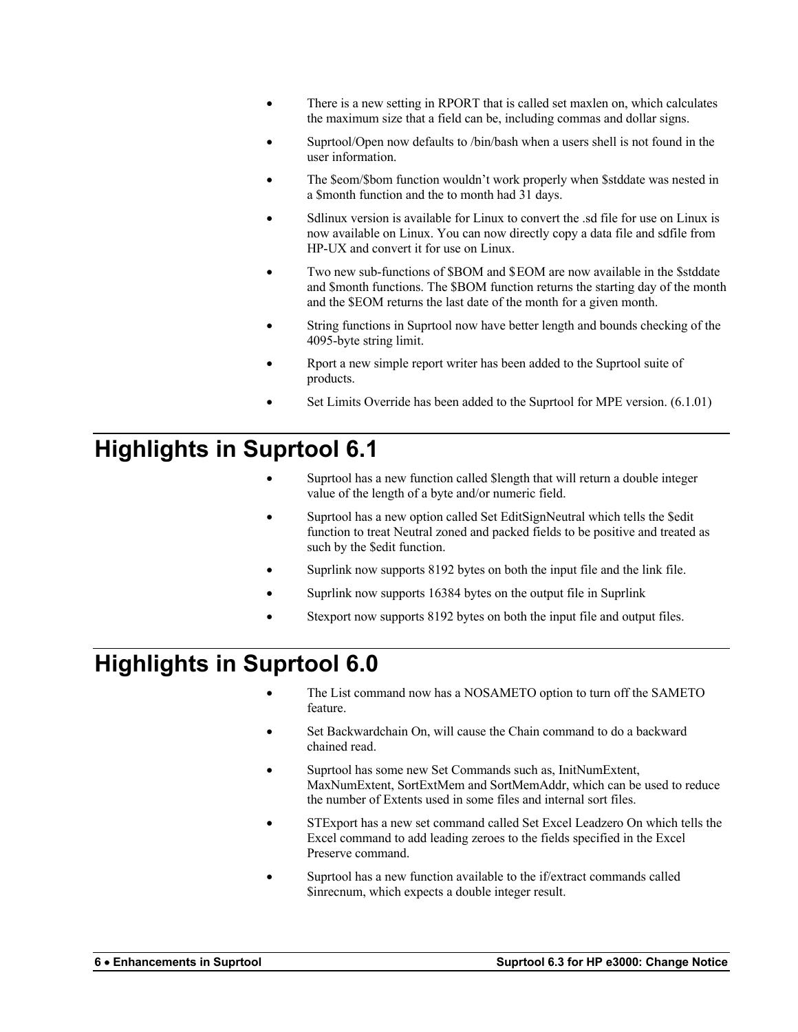- There is a new setting in RPORT that is called set maxlen on, which calculates the maximum size that a field can be, including commas and dollar signs.
- Suprtool/Open now defaults to /bin/bash when a users shell is not found in the user information.
- The $eom/$bom function wouldn't work properly when $stddate was nested in a $month function and the to month had 31 days.
- Sdlinux version is available for Linux to convert the .sd file for use on Linux is now available on Linux. You can now directly copy a data file and sdfile from HP-UX and convert it for use on Linux.
- Two new sub-functions of $BOM and $EOM are now available in the $stddate and $month functions. The $BOM function returns the starting day of the month and the $EOM returns the last date of the month for a given month.
- String functions in Suprtool now have better length and bounds checking of the 4095-byte string limit.
- Rport a new simple report writer has been added to the Suprtool suite of products.
- Set Limits Override has been added to the Suprtool for MPE version. (6.1.01)

# Highlights in Suprtool 6.1

- Suprtool has a new function called $length that will return a double integer value of the length of a byte and/or numeric field.
- Suprtool has a new option called Set EditSignNeutral which tells the $edit function to treat Neutral zoned and packed fields to be positive and treated as such by the $edit function.
- Suprlink now supports 8192 bytes on both the input file and the link file.
- Suprlink now supports 16384 bytes on the output file in Suprlink
- Stexport now supports 8192 bytes on both the input file and output files.

# Highlights in Suprtool 6.0

- The List command now has a NOSAMETO option to turn off the SAMETO feature.
- Set Backwardchain On, will cause the Chain command to do a backward chained read.
- Suprtool has some new Set Commands such as, InitNumExtent, MaxNumExtent, SortExtMem and SortMemAddr, which can be used to reduce the number of Extents used in some files and internal sort files.
- STExport has a new set command called Set Excel Leadzero On which tells the Excel command to add leading zeroes to the fields specified in the Excel Preserve command.
- Suprtool has a new function available to the if/extract commands called $inrecnum, which expects a double integer result.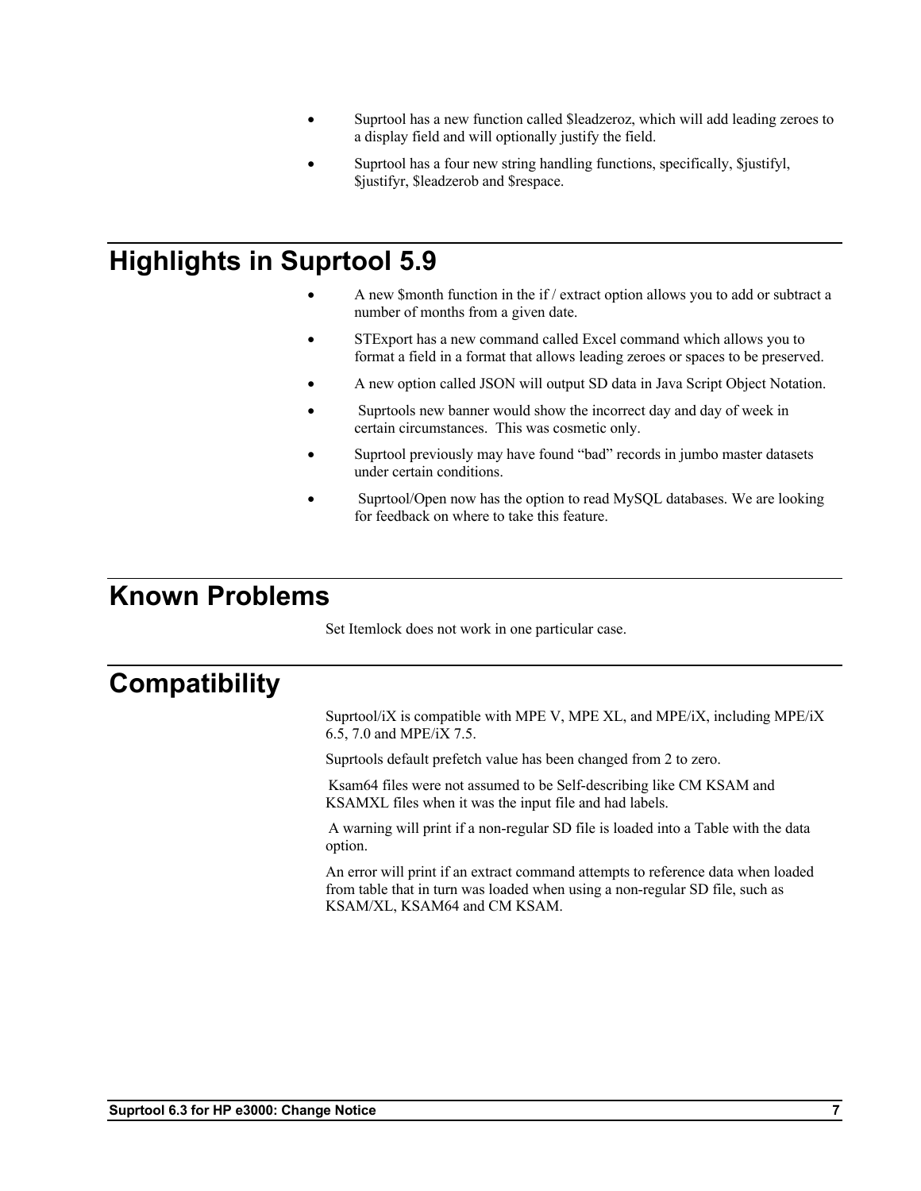- Suprtool has a new function called $leadzeroz, which will add leading zeroes to a display field and will optionally justify the field.
- Suprtool has a four new string handling functions, specifically, $justifyl, $justifyr, $leadzerob and $respace.

# Highlights in Suprtool 5.9

- A new $month function in the if / extract option allows you to add or subtract a number of months from a given date.
- STExport has a new command called Excel command which allows you to format a field in a format that allows leading zeroes or spaces to be preserved.
- A new option called JSON will output SD data in Java Script Object Notation.
- Suprtools new banner would show the incorrect day and day of week in certain circumstances. This was cosmetic only.
- Suprtool previously may have found "bad" records in jumbo master datasets under certain conditions.
- Suprtool/Open now has the option to read MySQL databases. We are looking for feedback on where to take this feature.

# Known Problems

Set Itemlock does not work in one particular case.

# Compatibility

Suprtool/iX is compatible with MPE V, MPE XL, and MPE/iX, including MPE/iX 6.5, 7.0 and MPE/iX 7.5.

Suprtools default prefetch value has been changed from 2 to zero.

Ksam64 files were not assumed to be Self-describing like CM KSAM and KSAMXL files when it was the input file and had labels.

A warning will print if a non-regular SD file is loaded into a Table with the data option.

An error will print if an extract command attempts to reference data when loaded from table that in turn was loaded when using a non-regular SD file, such as KSAM/XL, KSAM64 and CM KSAM.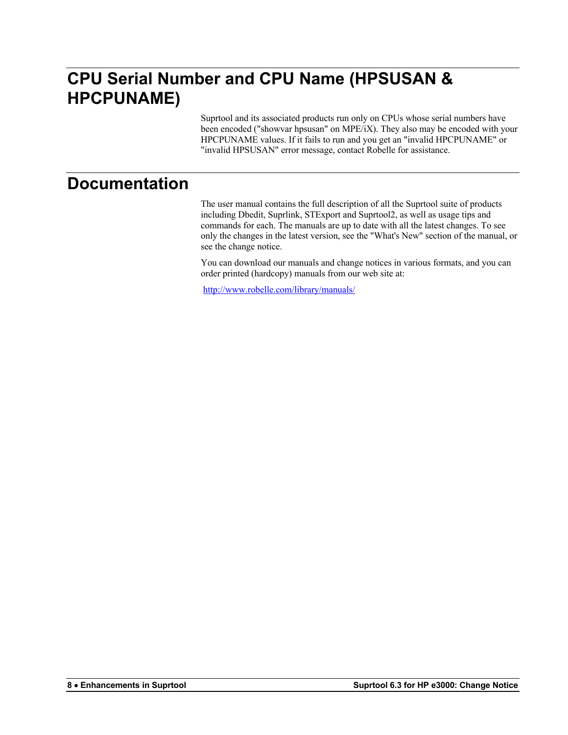# CPU Serial Number and CPU Name (HPSUSAN & HPCPUNAME)

Suprtool and its associated products run only on CPUs whose serial numbers have been encoded ("showvar hpsusan" on MPE/iX). They also may be encoded with your HPCPUNAME values. If it fails to run and you get an "invalid HPCPUNAME" or "invalid HPSUSAN" error message, contact Robelle for assistance.

# Documentation

The user manual contains the full description of all the Suprtool suite of products including Dbedit, Suprlink, STExport and Suprtool2, as well as usage tips and commands for each. The manuals are up to date with all the latest changes. To see only the changes in the latest version, see the "What's New" section of the manual, or see the change notice.

You can download our manuals and change notices in various formats, and you can order printed (hardcopy) manuals from our web site at:

http://www.robelle.com/library/manuals/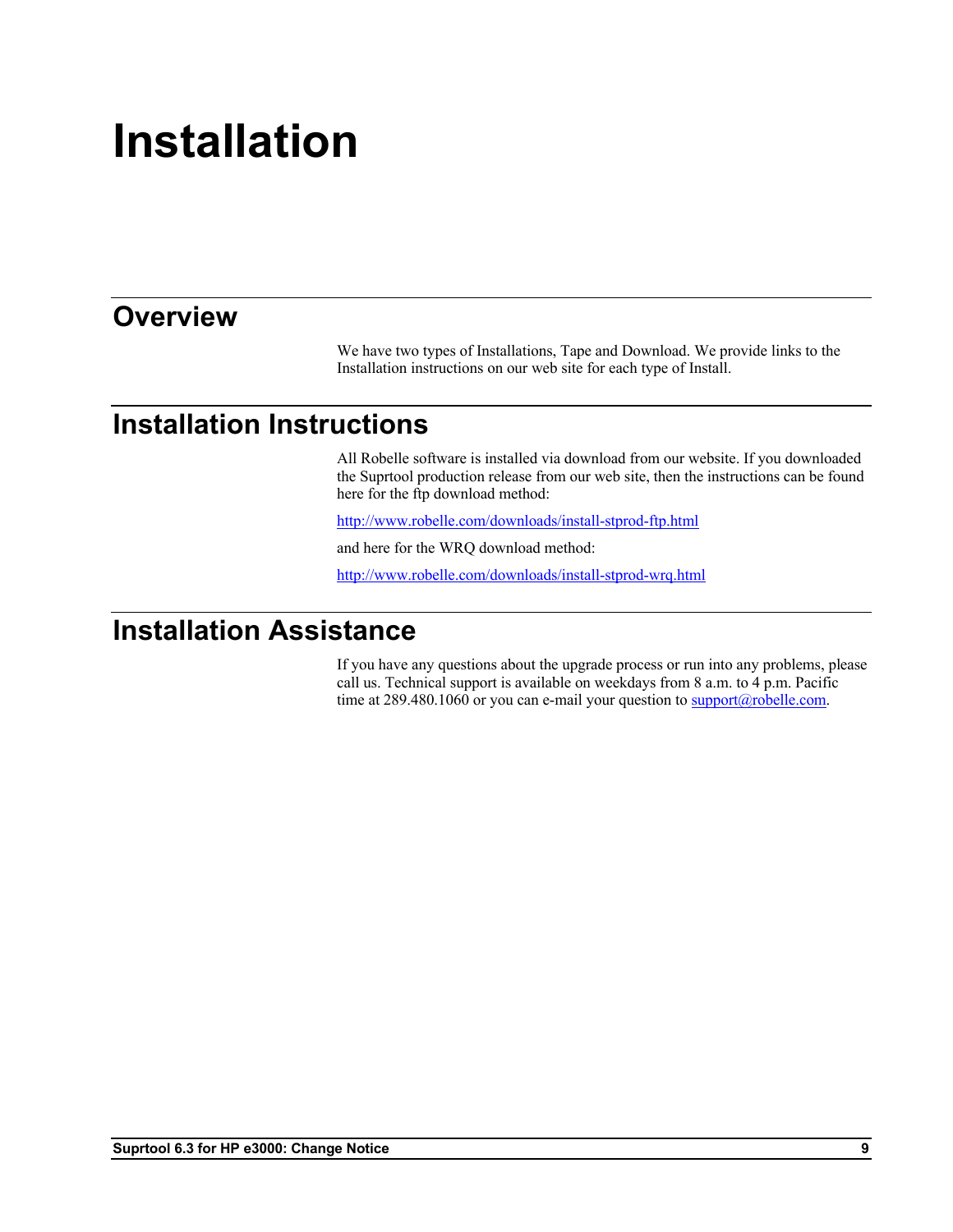# Installation

## Overview

We have two types of Installations, Tape and Download. We provide links to the Installation instructions on our web site for each type of Install.

## Installation Instructions

All Robelle software is installed via download from our website. If you downloaded the Suprtool production release from our web site, then the instructions can be found here for the ftp download method:

http://www.robelle.com/downloads/install-stprod-ftp.html

and here for the WRQ download method:

http://www.robelle.com/downloads/install-stprod-wrq.html

## Installation Assistance

If you have any questions about the upgrade process or run into any problems, please call us. Technical support is available on weekdays from 8 a.m. to 4 p.m. Pacific time at 289.480.1060 or you can e-mail your question to support@robelle.com.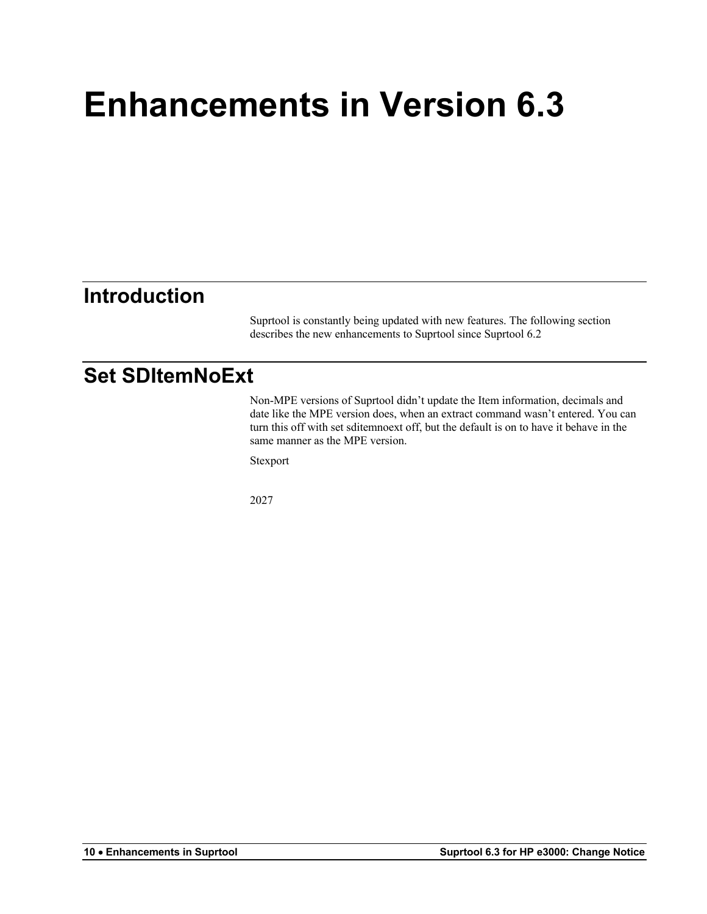# Enhancements in Version 6.3

## Introduction

Suprtool is constantly being updated with new features. The following section describes the new enhancements to Suprtool since Suprtool 6.2

## Set SDItemNoExt

Non-MPE versions of Suprtool didn't update the Item information, decimals and date like the MPE version does, when an extract command wasn't entered. You can turn this off with set sditemnoext off, but the default is on to have it behave in the same manner as the MPE version.

Stexport

2027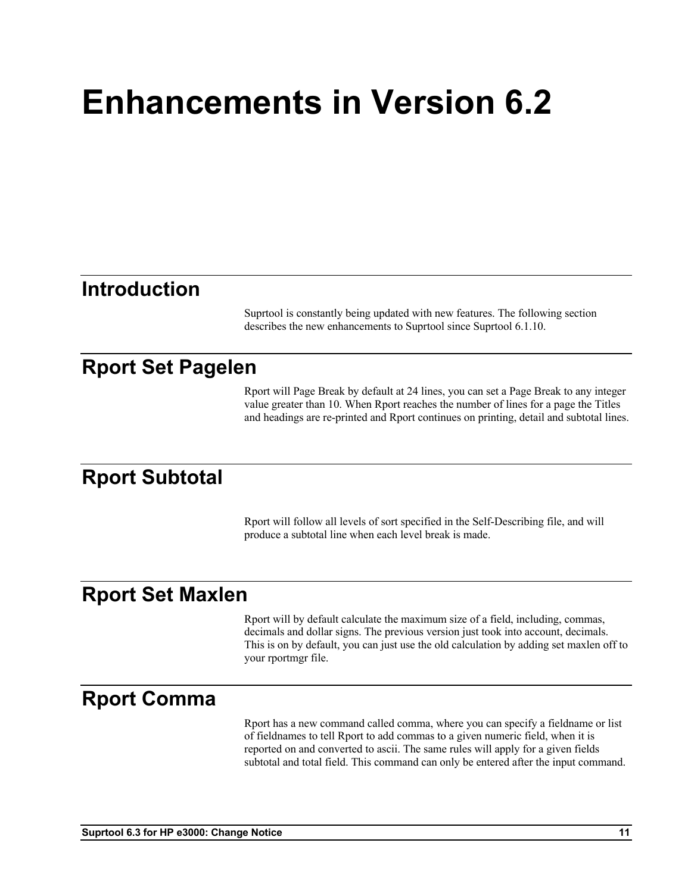# Enhancements in Version 6.2

## Introduction

Suprtool is constantly being updated with new features. The following section describes the new enhancements to Suprtool since Suprtool 6.1.10.

## Rport Set Pagelen

Rport will Page Break by default at 24 lines, you can set a Page Break to any integer value greater than 10. When Rport reaches the number of lines for a page the Titles and headings are re-printed and Rport continues on printing, detail and subtotal lines.

## Rport Subtotal

Rport will follow all levels of sort specified in the Self-Describing file, and will produce a subtotal line when each level break is made.

## Rport Set Maxlen

Rport will by default calculate the maximum size of a field, including, commas, decimals and dollar signs. The previous version just took into account, decimals. This is on by default, you can just use the old calculation by adding set maxlen off to your rportmgr file.

## Rport Comma

Rport has a new command called comma, where you can specify a fieldname or list of fieldnames to tell Rport to add commas to a given numeric field, when it is reported on and converted to ascii. The same rules will apply for a given fields subtotal and total field. This command can only be entered after the input command.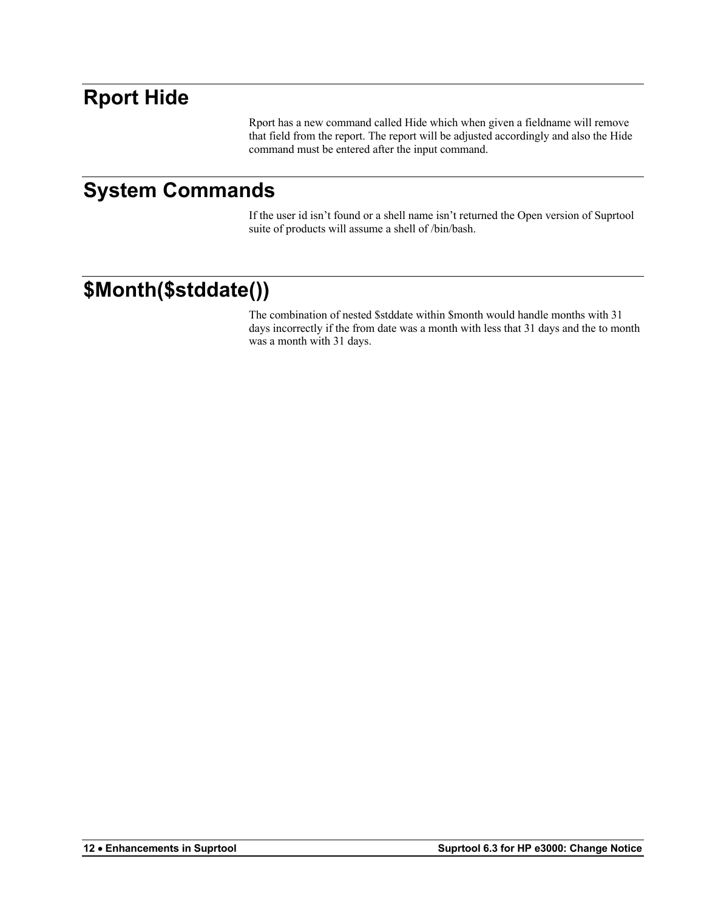# Rport Hide

Rport has a new command called Hide which when given a fieldname will remove that field from the report. The report will be adjusted accordingly and also the Hide command must be entered after the input command.

# System Commands

If the user id isn't found or a shell name isn't returned the Open version of Suprtool suite of products will assume a shell of /bin/bash.

# $Month($stddate())

The combination of nested $stddate within $month would handle months with 31 days incorrectly if the from date was a month with less that 31 days and the to month was a month with 31 days.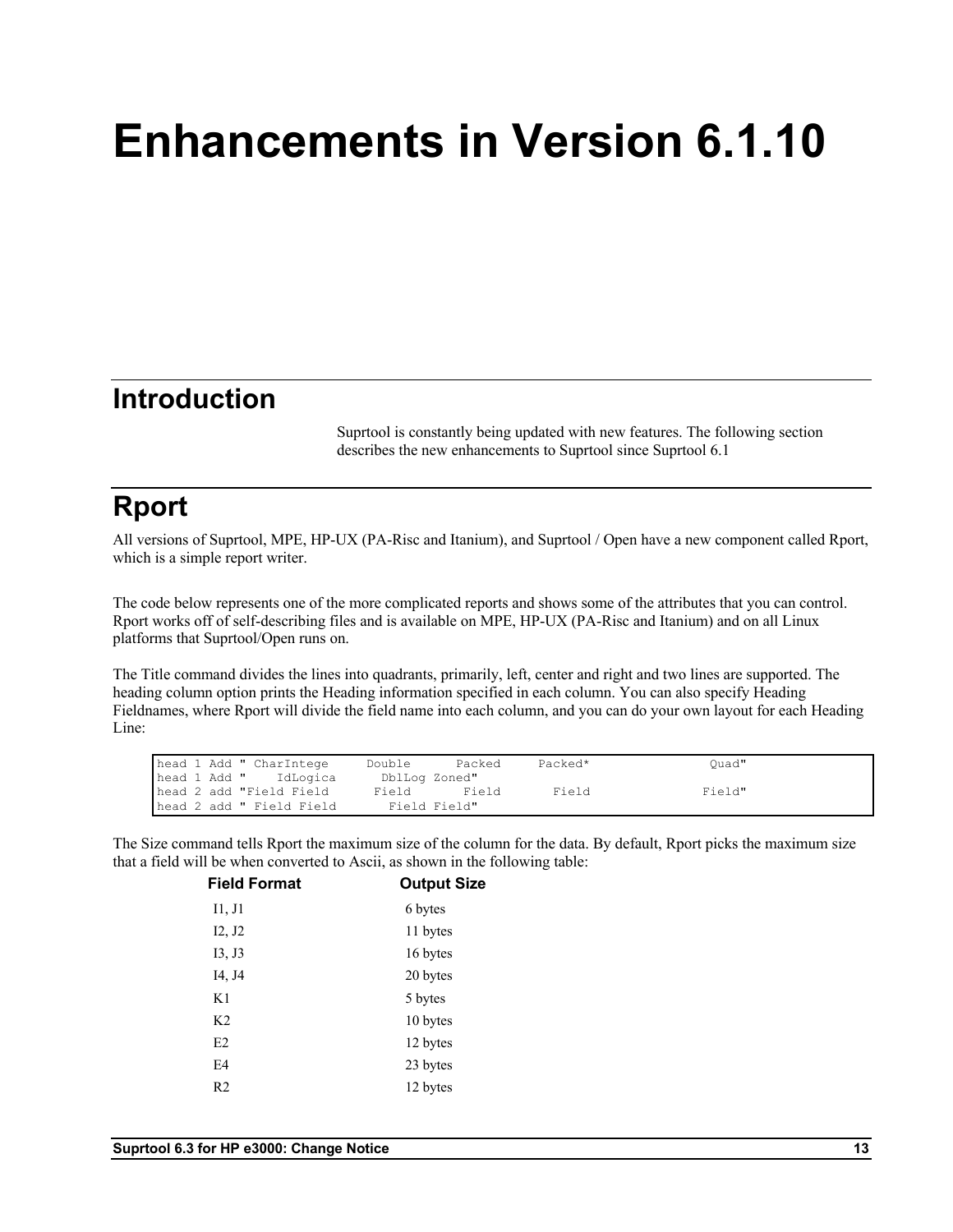# Enhancements in Version 6.1.10

## Introduction

Suprtool is constantly being updated with new features. The following section describes the new enhancements to Suprtool since Suprtool 6.1

## Rport

All versions of Suprtool, MPE, HP-UX (PA-Risc and Itanium), and Suprtool / Open have a new component called Rport, which is a simple report writer.

The code below represents one of the more complicated reports and shows some of the attributes that you can control. Rport works off of self-describing files and is available on MPE, HP-UX (PA-Risc and Itanium) and on all Linux platforms that Suprtool/Open runs on.

The Title command divides the lines into quadrants, primarily, left, center and right and two lines are supported. The heading column option prints the Heading information specified in each column. You can also specify Heading Fieldnames, where Rport will divide the field name into each column, and you can do your own layout for each Heading Line:

```
head 1 Add " CharIntege     Double      Packed     Packed*               Quad"
head 1 Add "    IdLogica      DblLog Zoned"
head 2 add "Field Field      Field       Field       Field               Field"
head 2 add " Field Field       Field Field"
```

The Size command tells Rport the maximum size of the column for the data. By default, Rport picks the maximum size that a field will be when converted to Ascii, as shown in the following table:

| Field Format | Output Size |
|---|---|
| I1, J1 | 6 bytes |
| I2, J2 | 11 bytes |
| I3, J3 | 16 bytes |
| I4, J4 | 20 bytes |
| K1 | 5 bytes |
| K2 | 10 bytes |
| E2 | 12 bytes |
| E4 | 23 bytes |
| R2 | 12 bytes |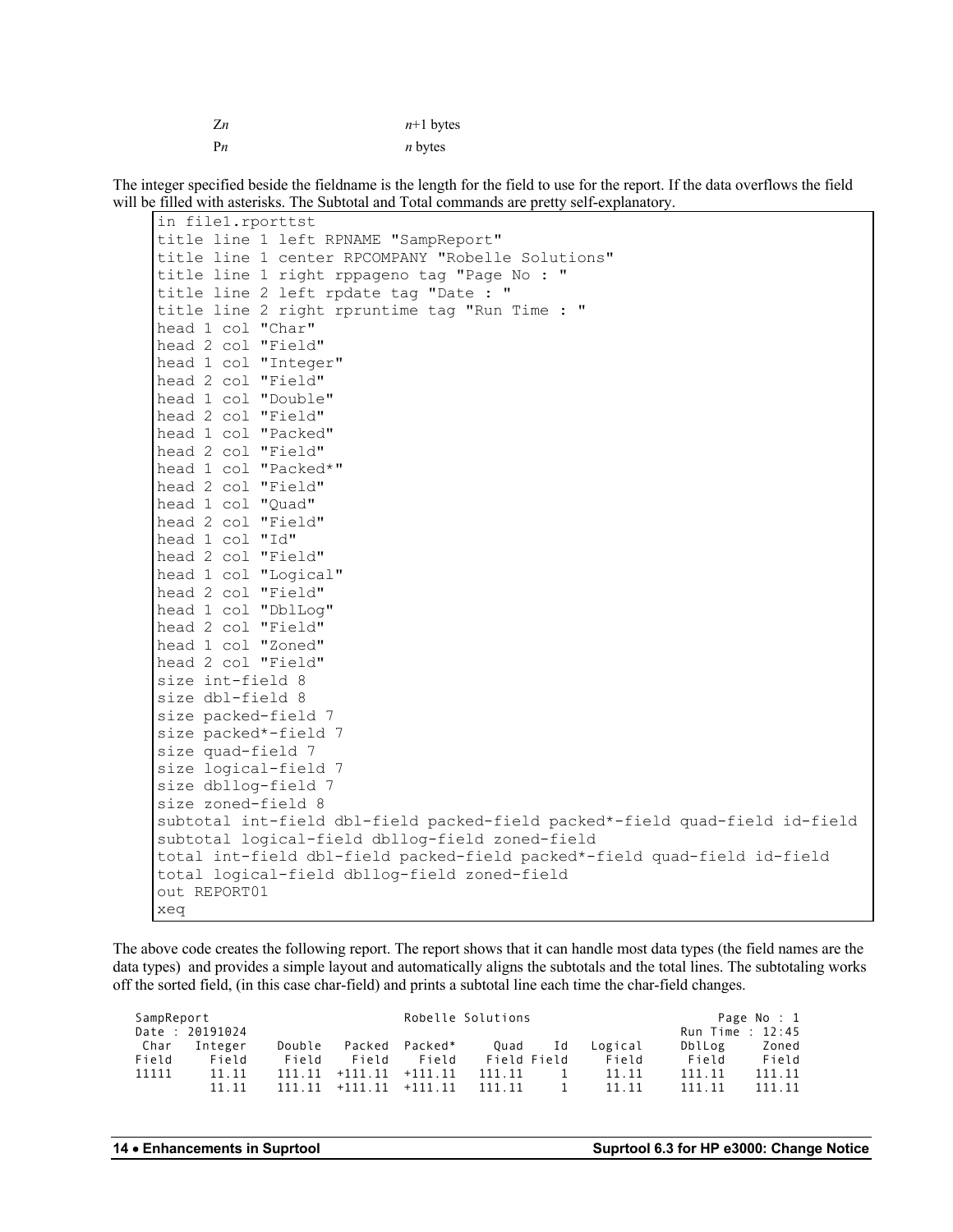| | |
|---|---|
| Z*n* | *n*+1 bytes |
| P*n* | *n* bytes |

The integer specified beside the fieldname is the length for the field to use for the report. If the data overflows the field will be filled with asterisks. The Subtotal and Total commands are pretty self-explanatory.

```
in file1.rporttst
title line 1 left RPNAME "SampReport"
title line 1 center RPCOMPANY "Robelle Solutions"
title line 1 right rppageno tag "Page No : "
title line 2 left rpdate tag "Date : "
title line 2 right rpruntime tag "Run Time : "
head 1 col "Char"
head 2 col "Field"
head 1 col "Integer"
head 2 col "Field"
head 1 col "Double"
head 2 col "Field"
head 1 col "Packed"
head 2 col "Field"
head 1 col "Packed*"
head 2 col "Field"
head 1 col "Quad"
head 2 col "Field"
head 1 col "Id"
head 2 col "Field"
head 1 col "Logical"
head 2 col "Field"
head 1 col "DblLog"
head 2 col "Field"
head 1 col "Zoned"
head 2 col "Field"
size int-field 8
size dbl-field 8
size packed-field 7
size packed*-field 7
size quad-field 7
size logical-field 7
size dbllog-field 7
size zoned-field 8
subtotal int-field dbl-field packed-field packed*-field quad-field id-field
subtotal logical-field dbllog-field zoned-field
total int-field dbl-field packed-field packed*-field quad-field id-field
total logical-field dbllog-field zoned-field
out REPORT01
xeq
```

The above code creates the following report. The report shows that it can handle most data types (the field names are the data types) and provides a simple layout and automatically aligns the subtotals and the total lines. The subtotaling works off the sorted field, (in this case char-field) and prints a subtotal line each time the char-field changes.

```
SampReport                              Robelle Solutions                      Page No : 1
Date : 20191024                                                             Run Time : 12:45
 Char   Integer    Double   Packed  Packed*    Quad    Id   Logical    DblLog     Zoned
Field     Field     Field    Field    Field    Field Field    Field     Field     Field
11111     11.11    111.11  +111.11  +111.11   111.11    1     11.11    111.11    111.11
          11.11    111.11  +111.11  +111.11   111.11    1     11.11    111.11    111.11
```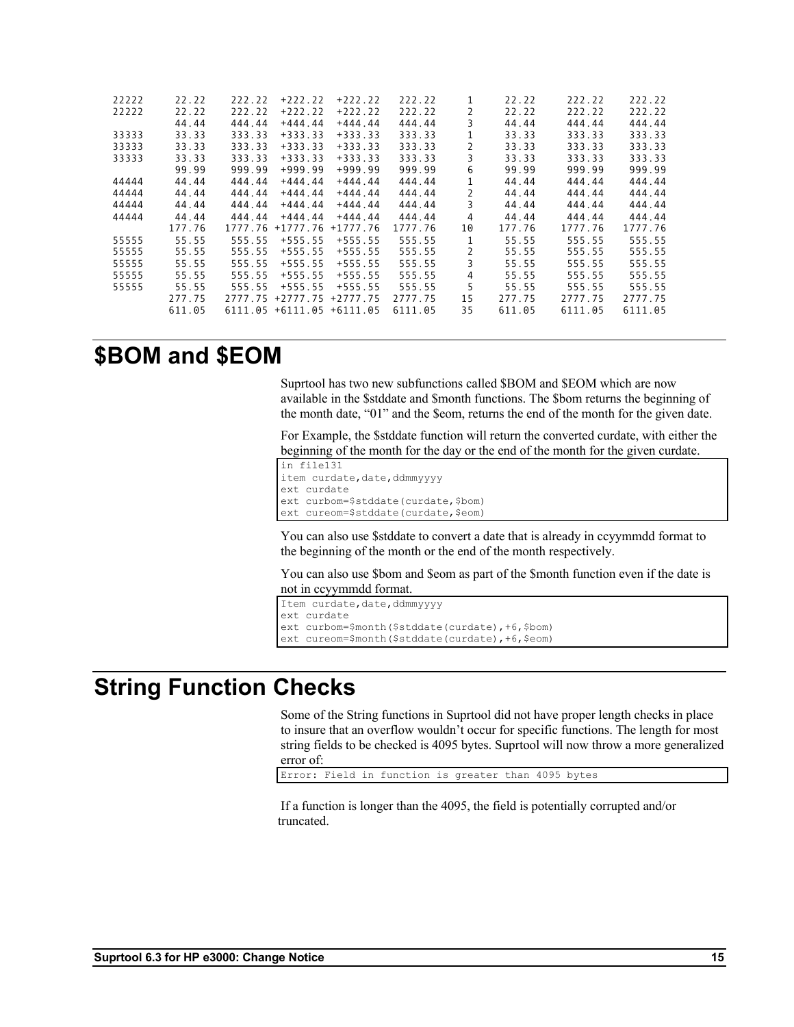```
22222     22.22    222.22  +222.22  +222.22   222.22    1     22.22     222.22    222.22
22222     22.22    222.22  +222.22  +222.22   222.22    2     22.22     222.22    222.22
          44.44    444.44  +444.44  +444.44   444.44    3     44.44     444.44    444.44
33333     33.33    333.33  +333.33  +333.33   333.33    1     33.33     333.33    333.33
33333     33.33    333.33  +333.33  +333.33   333.33    2     33.33     333.33    333.33
33333     33.33    333.33  +333.33  +333.33   333.33    3     33.33     333.33    333.33
          99.99    999.99  +999.99  +999.99   999.99    6     99.99     999.99    999.99
44444     44.44    444.44  +444.44  +444.44   444.44    1     44.44     444.44    444.44
44444     44.44    444.44  +444.44  +444.44   444.44    2     44.44     444.44    444.44
44444     44.44    444.44  +444.44  +444.44   444.44    3     44.44     444.44    444.44
44444     44.44    444.44  +444.44  +444.44   444.44    4     44.44     444.44    444.44
         177.76   1777.76 +1777.76 +1777.76  1777.76   10    177.76    1777.76   1777.76
55555     55.55    555.55  +555.55  +555.55   555.55    1     55.55     555.55    555.55
55555     55.55    555.55  +555.55  +555.55   555.55    2     55.55     555.55    555.55
55555     55.55    555.55  +555.55  +555.55   555.55    3     55.55     555.55    555.55
55555     55.55    555.55  +555.55  +555.55   555.55    4     55.55     555.55    555.55
55555     55.55    555.55  +555.55  +555.55   555.55    5     55.55     555.55    555.55
         277.75   2777.75 +2777.75 +2777.75  2777.75   15    277.75    2777.75   2777.75
         611.05   6111.05 +6111.05 +6111.05  6111.05   35    611.05    6111.05   6111.05
```

# $BOM and $EOM

Suprtool has two new subfunctions called $BOM and $EOM which are now available in the $stddate and $month functions. The $bom returns the beginning of the month date, “01” and the $eom, returns the end of the month for the given date.

For Example, the $stddate function will return the converted curdate, with either the beginning of the month for the day or the end of the month for the given curdate.

```
in file131
item curdate,date,ddmmyyyy
ext curdate
ext curbom=$stddate(curdate,$bom)
ext cureom=$stddate(curdate,$eom)
```

You can also use $stddate to convert a date that is already in ccyymmdd format to the beginning of the month or the end of the month respectively.

You can also use $bom and $eom as part of the $month function even if the date is not in ccyymmdd format.

```
Item curdate,date,ddmmyyyy
ext curdate
ext curbom=$month($stddate(curdate),+6,$bom)
ext cureom=$month($stddate(curdate),+6,$eom)
```

# String Function Checks

Some of the String functions in Suprtool did not have proper length checks in place to insure that an overflow wouldn’t occur for specific functions. The length for most string fields to be checked is 4095 bytes. Suprtool will now throw a more generalized error of:

```
Error: Field in function is greater than 4095 bytes
```

If a function is longer than the 4095, the field is potentially corrupted and/or truncated.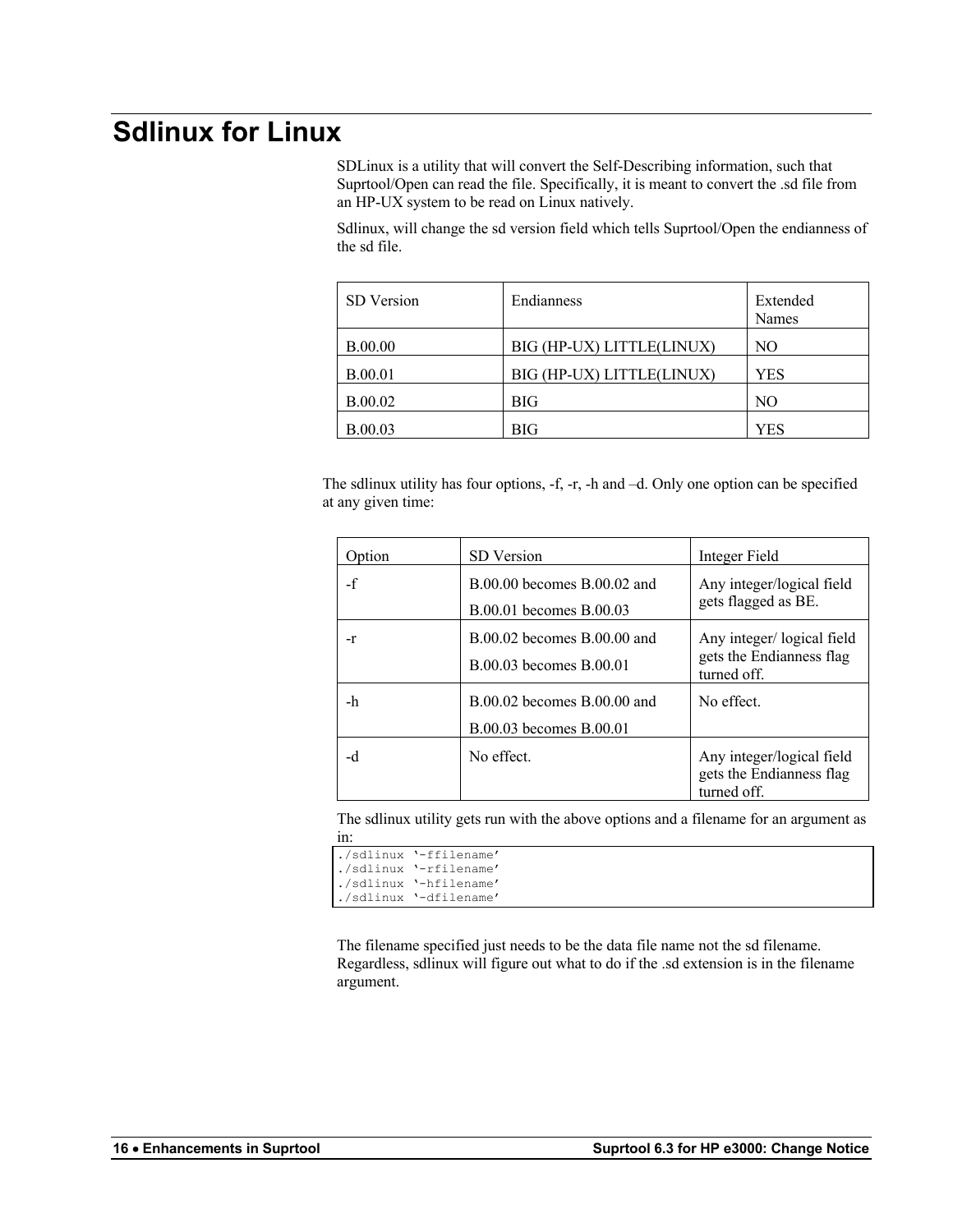# Sdlinux for Linux

SDLinux is a utility that will convert the Self-Describing information, such that Suprtool/Open can read the file. Specifically, it is meant to convert the .sd file from an HP-UX system to be read on Linux natively.

Sdlinux, will change the sd version field which tells Suprtool/Open the endianness of the sd file.

| SD Version | Endianness | Extended Names |
|---|---|---|
| B.00.00 | BIG (HP-UX) LITTLE(LINUX) | NO |
| B.00.01 | BIG (HP-UX) LITTLE(LINUX) | YES |
| B.00.02 | BIG | NO |
| B.00.03 | BIG | YES |

The sdlinux utility has four options, -f, -r, -h and –d. Only one option can be specified at any given time:

| Option | SD Version | Integer Field |
|---|---|---|
| -f | B.00.00 becomes B.00.02 and B.00.01 becomes B.00.03 | Any integer/logical field gets flagged as BE. |
| -r | B.00.02 becomes B.00.00 and B.00.03 becomes B.00.01 | Any integer/ logical field gets the Endianness flag turned off. |
| -h | B.00.02 becomes B.00.00 and B.00.03 becomes B.00.01 | No effect. |
| -d | No effect. | Any integer/logical field gets the Endianness flag turned off. |

The sdlinux utility gets run with the above options and a filename for an argument as in:

```
./sdlinux '-ffilename'
./sdlinux '-rfilename'
./sdlinux '-hfilename'
./sdlinux '-dfilename'
```

The filename specified just needs to be the data file name not the sd filename. Regardless, sdlinux will figure out what to do if the .sd extension is in the filename argument.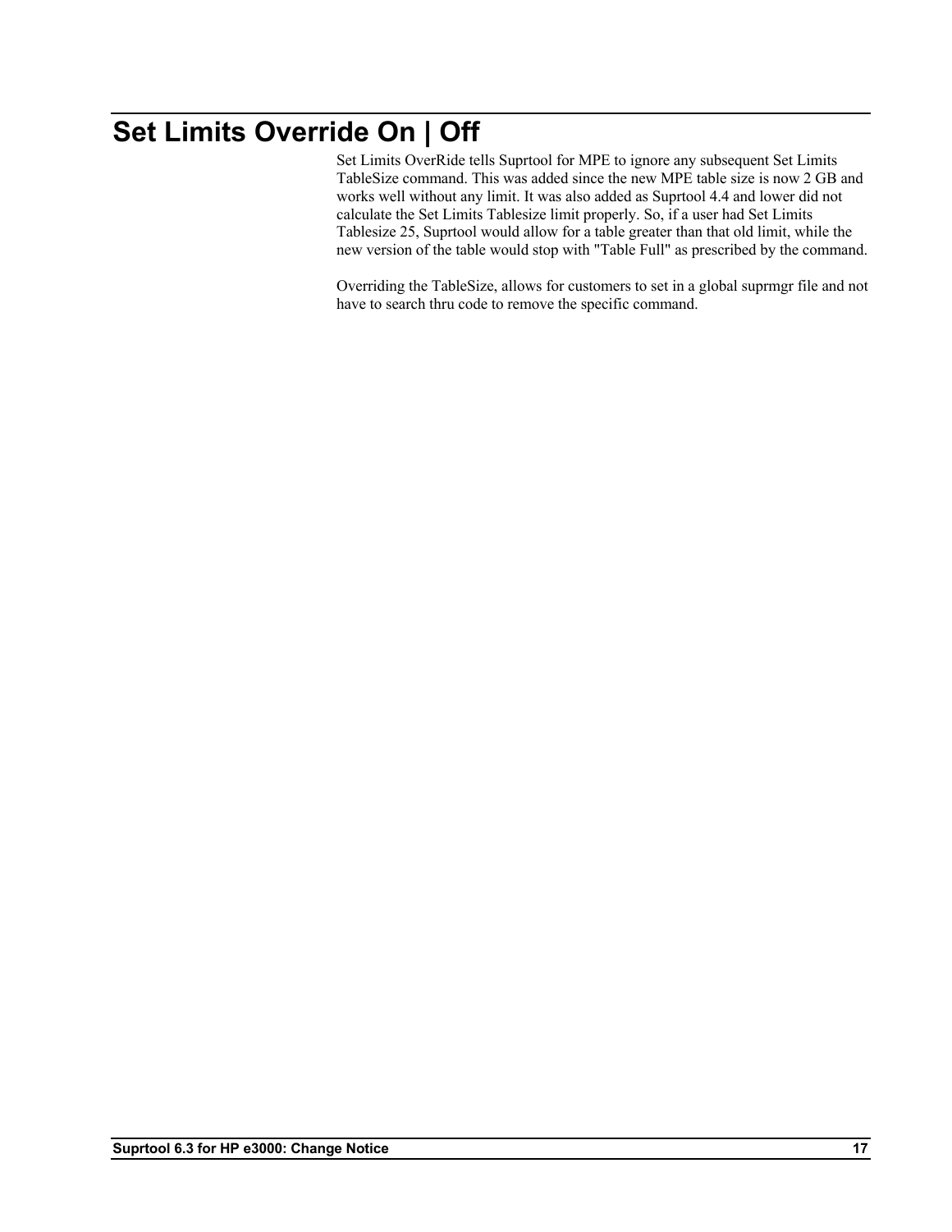# Set Limits Override On | Off

Set Limits OverRide tells Suprtool for MPE to ignore any subsequent Set Limits TableSize command. This was added since the new MPE table size is now 2 GB and works well without any limit. It was also added as Suprtool 4.4 and lower did not calculate the Set Limits Tablesize limit properly. So, if a user had Set Limits Tablesize 25, Suprtool would allow for a table greater than that old limit, while the new version of the table would stop with "Table Full" as prescribed by the command.

Overriding the TableSize, allows for customers to set in a global suprmgr file and not have to search thru code to remove the specific command.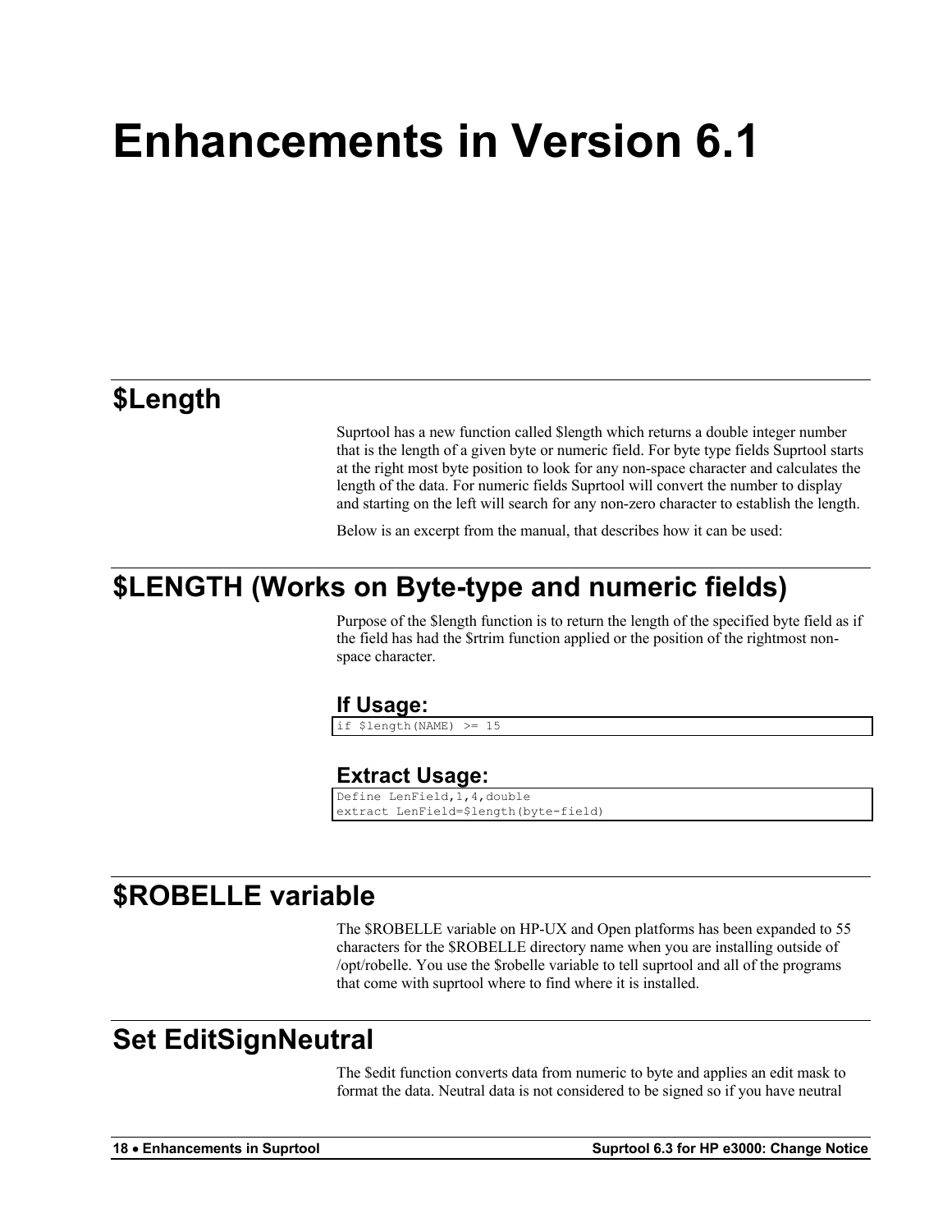# Enhancements in Version 6.1

## $Length

Suprtool has a new function called $length which returns a double integer number that is the length of a given byte or numeric field. For byte type fields Suprtool starts at the right most byte position to look for any non-space character and calculates the length of the data. For numeric fields Suprtool will convert the number to display and starting on the left will search for any non-zero character to establish the length.

Below is an excerpt from the manual, that describes how it can be used:

## $LENGTH (Works on Byte-type and numeric fields)

Purpose of the $length function is to return the length of the specified byte field as if the field has had the $rtrim function applied or the position of the rightmost non-space character.

### If Usage:

```
if $length(NAME) >= 15
```

### Extract Usage:

```
Define LenField,1,4,double
extract LenField=$length(byte-field)
```

## $ROBELLE variable

The $ROBELLE variable on HP-UX and Open platforms has been expanded to 55 characters for the $ROBELLE directory name when you are installing outside of /opt/robelle. You use the $robelle variable to tell suprtool and all of the programs that come with suprtool where to find where it is installed.

## Set EditSignNeutral

The $edit function converts data from numeric to byte and applies an edit mask to format the data. Neutral data is not considered to be signed so if you have neutral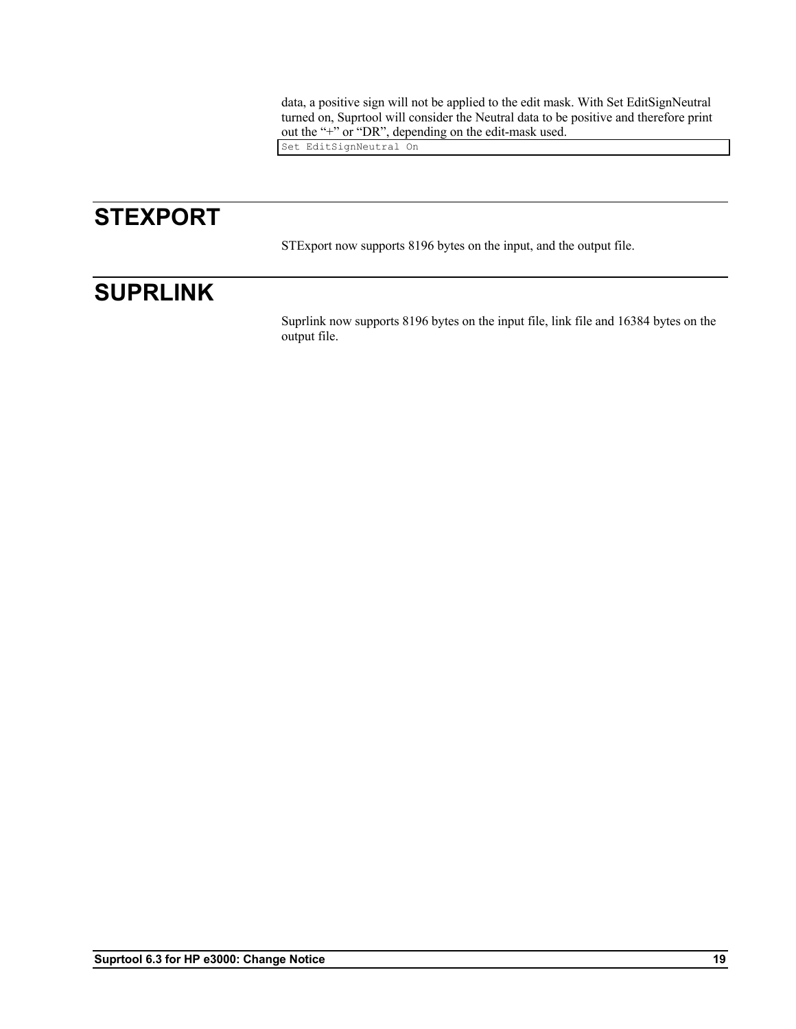data, a positive sign will not be applied to the edit mask. With Set EditSignNeutral turned on, Suprtool will consider the Neutral data to be positive and therefore print out the "+" or "DR", depending on the edit-mask used.

```
Set EditSignNeutral On
```

# STEXPORT

STExport now supports 8196 bytes on the input, and the output file.

# SUPRLINK

Suprlink now supports 8196 bytes on the input file, link file and 16384 bytes on the output file.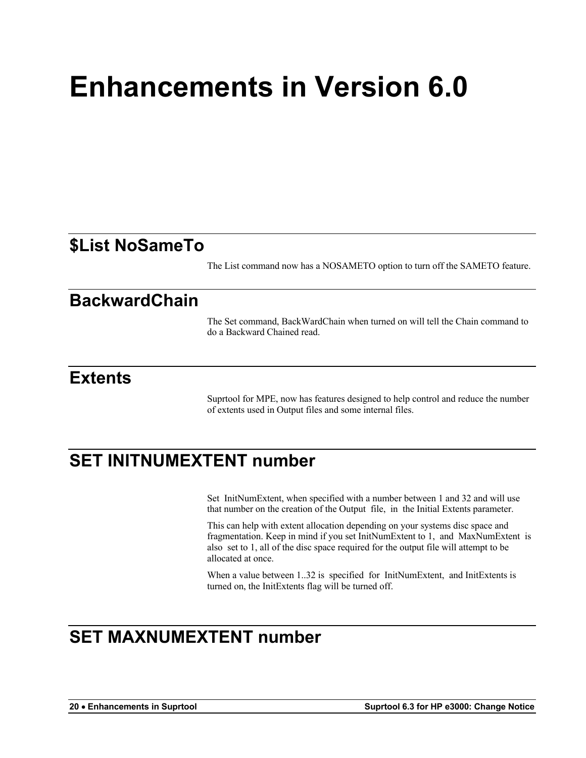# Enhancements in Version 6.0

## $List NoSameTo

The List command now has a NOSAMETO option to turn off the SAMETO feature.

## BackwardChain

The Set command, BackWardChain when turned on will tell the Chain command to do a Backward Chained read.

## Extents

Suprtool for MPE, now has features designed to help control and reduce the number of extents used in Output files and some internal files.

## SET INITNUMEXTENT number

Set InitNumExtent, when specified with a number between 1 and 32 and will use that number on the creation of the Output file, in the Initial Extents parameter.

This can help with extent allocation depending on your systems disc space and fragmentation. Keep in mind if you set InitNumExtent to 1, and MaxNumExtent is also set to 1, all of the disc space required for the output file will attempt to be allocated at once.

When a value between 1..32 is specified for InitNumExtent, and InitExtents is turned on, the InitExtents flag will be turned off.

## SET MAXNUMEXTENT number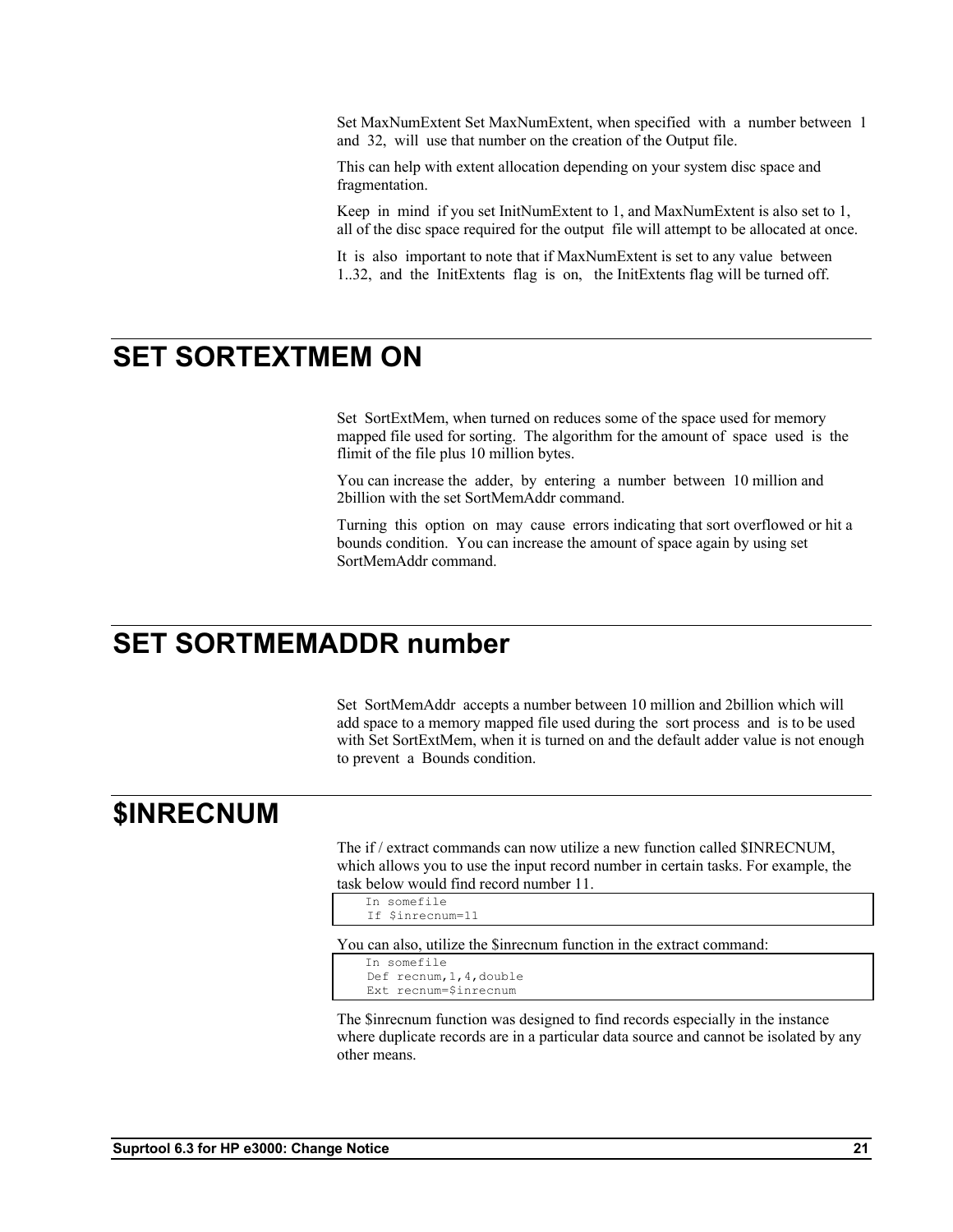Set MaxNumExtent Set MaxNumExtent, when specified with a number between 1 and 32, will use that number on the creation of the Output file.

This can help with extent allocation depending on your system disc space and fragmentation.

Keep in mind if you set InitNumExtent to 1, and MaxNumExtent is also set to 1, all of the disc space required for the output file will attempt to be allocated at once.

It is also important to note that if MaxNumExtent is set to any value between 1..32, and the InitExtents flag is on, the InitExtents flag will be turned off.

# SET SORTEXTMEM ON

Set SortExtMem, when turned on reduces some of the space used for memory mapped file used for sorting. The algorithm for the amount of space used is the flimit of the file plus 10 million bytes.

You can increase the adder, by entering a number between 10 million and 2billion with the set SortMemAddr command.

Turning this option on may cause errors indicating that sort overflowed or hit a bounds condition. You can increase the amount of space again by using set SortMemAddr command.

# SET SORTMEMADDR number

Set SortMemAddr accepts a number between 10 million and 2billion which will add space to a memory mapped file used during the sort process and is to be used with Set SortExtMem, when it is turned on and the default adder value is not enough to prevent a Bounds condition.

# $INRECNUM

The if / extract commands can now utilize a new function called $INRECNUM, which allows you to use the input record number in certain tasks. For example, the task below would find record number 11.

```
In somefile
If $inrecnum=11
```

You can also, utilize the $inrecnum function in the extract command:

```
In somefile
Def recnum,1,4,double
Ext recnum=$inrecnum
```

The $inrecnum function was designed to find records especially in the instance where duplicate records are in a particular data source and cannot be isolated by any other means.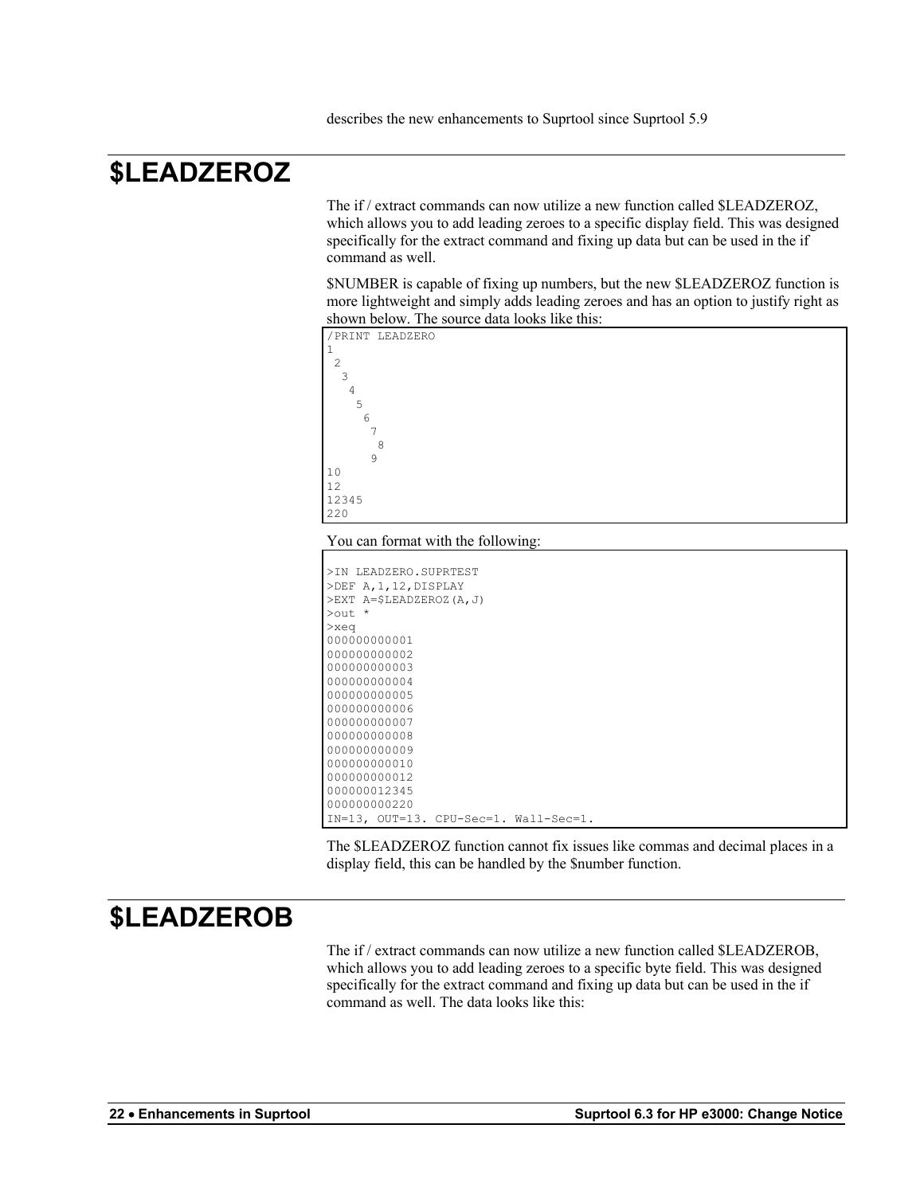describes the new enhancements to Suprtool since Suprtool 5.9

# $LEADZEROZ

The if / extract commands can now utilize a new function called $LEADZEROZ, which allows you to add leading zeroes to a specific display field. This was designed specifically for the extract command and fixing up data but can be used in the if command as well.

$NUMBER is capable of fixing up numbers, but the new $LEADZEROZ function is more lightweight and simply adds leading zeroes and has an option to justify right as shown below. The source data looks like this:

```
/PRINT LEADZERO
1
 2
  3
   4
    5
     6
      7
       8
      9
10
12
12345
220
```

You can format with the following:

```
>IN LEADZERO.SUPRTEST
>DEF A,1,12,DISPLAY
>EXT A=$LEADZEROZ(A,J)
>out *
>xeq
000000000001
000000000002
000000000003
000000000004
000000000005
000000000006
000000000007
000000000008
000000000009
000000000010
000000000012
000000012345
000000000220
IN=13, OUT=13. CPU-Sec=1. Wall-Sec=1.
```

The $LEADZEROZ function cannot fix issues like commas and decimal places in a display field, this can be handled by the $number function.

# $LEADZEROB

The if / extract commands can now utilize a new function called $LEADZEROB, which allows you to add leading zeroes to a specific byte field. This was designed specifically for the extract command and fixing up data but can be used in the if command as well. The data looks like this: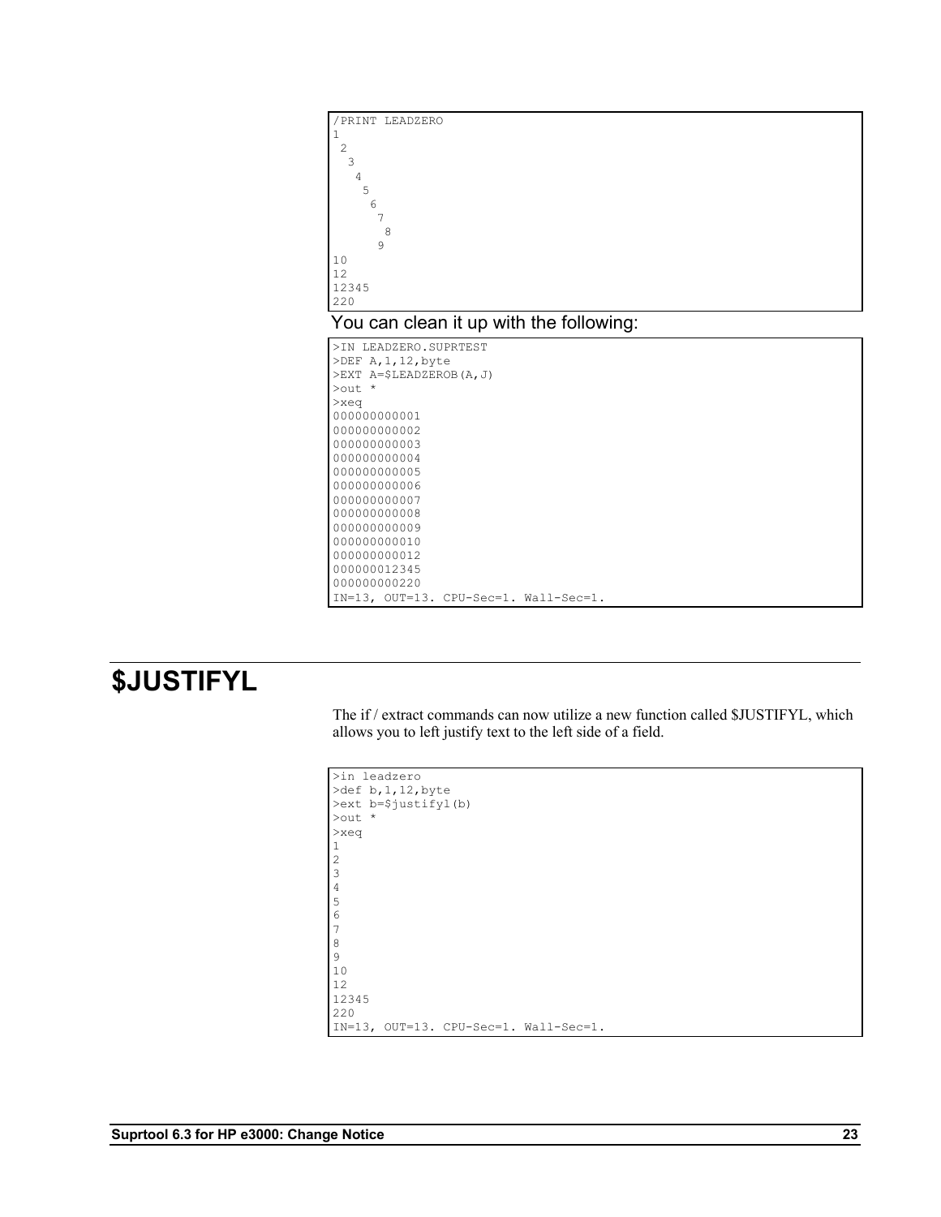```
/PRINT LEADZERO
1
 2
  3
   4
    5
     6
      7
       8
      9
10
12
12345
220
```

You can clean it up with the following:

```
>IN LEADZERO.SUPRTEST
>DEF A,1,12,byte
>EXT A=$LEADZEROB(A,J)
>out *
>xeq
000000000001
000000000002
000000000003
000000000004
000000000005
000000000006
000000000007
000000000008
000000000009
000000000010
000000000012
000000012345
000000000220
IN=13, OUT=13. CPU-Sec=1. Wall-Sec=1.
```

# $JUSTIFYL

The if / extract commands can now utilize a new function called $JUSTIFYL, which allows you to left justify text to the left side of a field.

```
>in leadzero
>def b,1,12,byte
>ext b=$justifyl(b)
>out *
>xeq
1
2
3
4
5
6
7
8
9
10
12
12345
220
IN=13, OUT=13. CPU-Sec=1. Wall-Sec=1.
```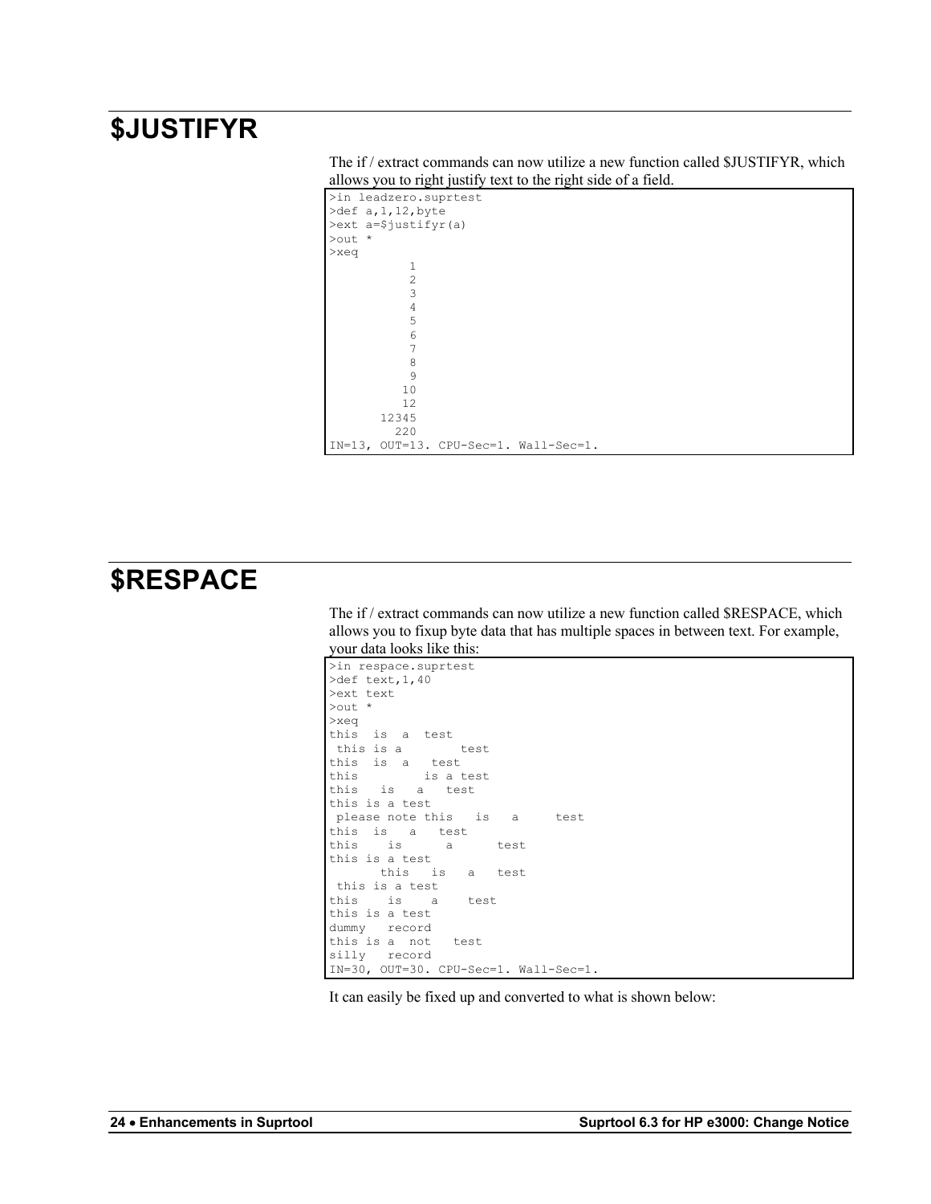# $JUSTIFYR

The if / extract commands can now utilize a new function called $JUSTIFYR, which allows you to right justify text to the right side of a field.

```
>in leadzero.suprtest
>def a,1,12,byte
>ext a=$justifyr(a)
>out *
>xeq
           1
           2
           3
           4
           5
           6
           7
           8
           9
          10
          12
       12345
         220
IN=13, OUT=13. CPU-Sec=1. Wall-Sec=1.
```

# $RESPACE

The if / extract commands can now utilize a new function called $RESPACE, which allows you to fixup byte data that has multiple spaces in between text. For example, your data looks like this:

```
>in respace.suprtest
>def text,1,40
>ext text
>out *
>xeq
this  is  a  test
 this is a        test
this  is  a   test
this         is a test
this   is   a   test
this is a test
 please note this   is   a     test
this  is   a   test
this    is      a      test
this is a test
       this   is   a   test
 this is a test
this    is    a    test
this is a test
dummy   record
this is a  not   test
silly   record
IN=30, OUT=30. CPU-Sec=1. Wall-Sec=1.
```

It can easily be fixed up and converted to what is shown below: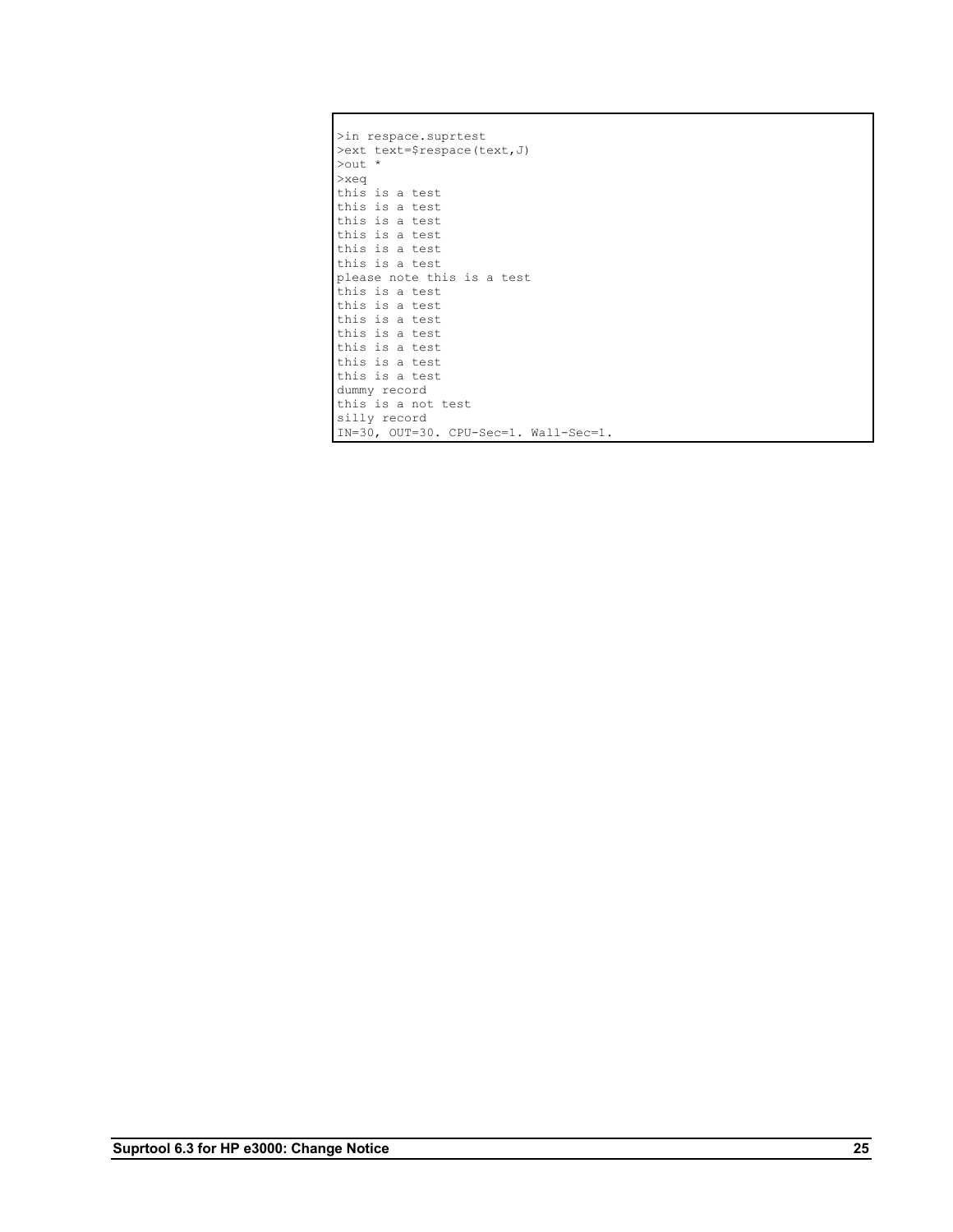```
>in respace.suprtest
>ext text=$respace(text,J)
>out *
>xeq
this is a test
this is a test
this is a test
this is a test
this is a test
this is a test
please note this is a test
this is a test
this is a test
this is a test
this is a test
this is a test
this is a test
this is a test
dummy record
this is a not test
silly record
IN=30, OUT=30. CPU-Sec=1. Wall-Sec=1.
```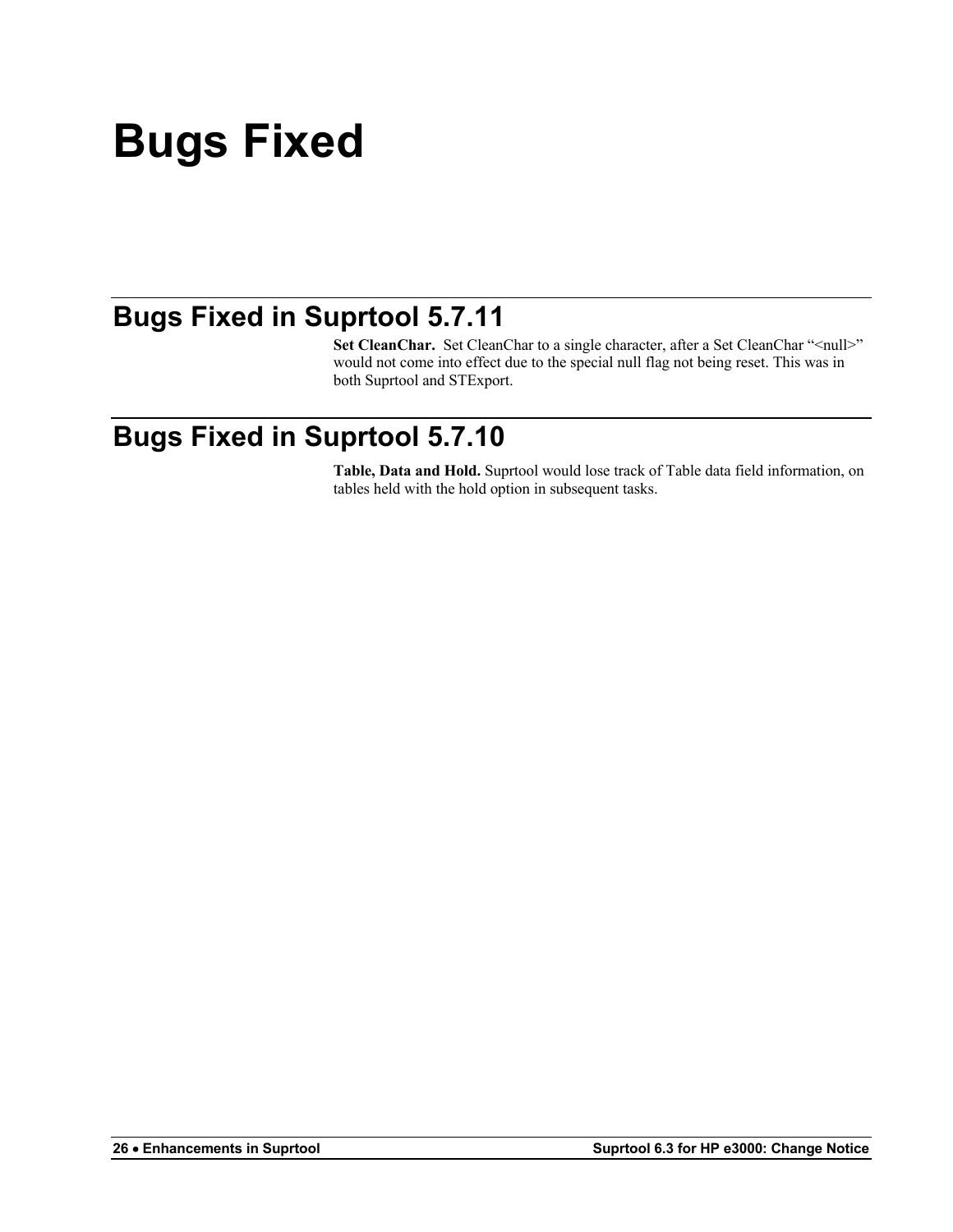# Bugs Fixed

## Bugs Fixed in Suprtool 5.7.11

**Set CleanChar.** Set CleanChar to a single character, after a Set CleanChar "<null>" would not come into effect due to the special null flag not being reset. This was in both Suprtool and STExport.

## Bugs Fixed in Suprtool 5.7.10

**Table, Data and Hold.** Suprtool would lose track of Table data field information, on tables held with the hold option in subsequent tasks.